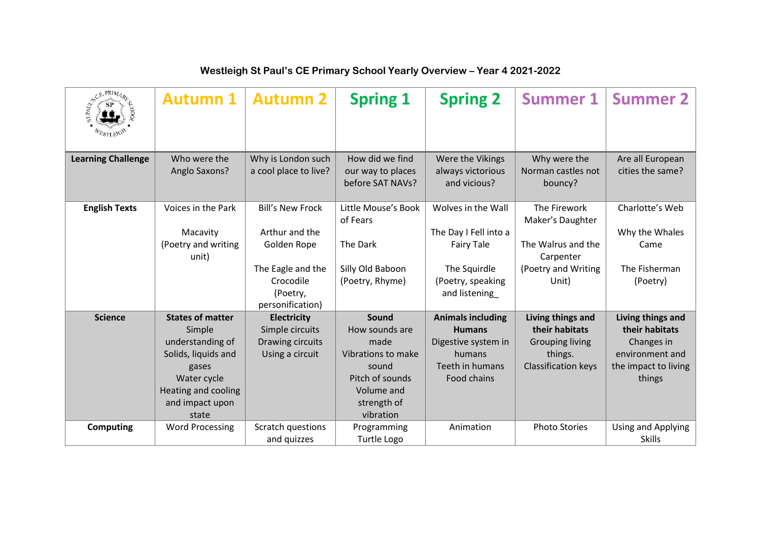# Westleigh St Paul's CE Primary School Yearly Overview – Year 4 2021-2022

| | Autumn 1 | Autumn 2 | Spring 1 | Spring 2 | Summer 1 | Summer 2 |
|---|---|---|---|---|---|---|
| **Learning Challenge** | Who were the Anglo Saxons? | Why is London such a cool place to live? | How did we find our way to places before SAT NAVs? | Were the Vikings always victorious and vicious? | Why were the Norman castles not bouncy? | Are all European cities the same? |
| **English Texts** | Voices in the Park<br><br>Macavity (Poetry and writing unit) | Bill's New Frock<br><br>Arthur and the Golden Rope<br><br>The Eagle and the Crocodile (Poetry, personification) | Little Mouse's Book of Fears<br><br>The Dark<br><br>Silly Old Baboon (Poetry, Rhyme) | Wolves in the Wall<br><br>The Day I Fell into a Fairy Tale<br><br>The Squirdle (Poetry, speaking and listening_ | The Firework Maker's Daughter<br><br>The Walrus and the Carpenter (Poetry and Writing Unit) | Charlotte's Web<br><br>Why the Whales Came<br><br>The Fisherman (Poetry) |
| **Science** | **States of matter**<br>Simple understanding of Solids, liquids and gases<br>Water cycle<br>Heating and cooling and impact upon state | **Electricity**<br>Simple circuits<br>Drawing circuits<br>Using a circuit | **Sound**<br>How sounds are made<br>Vibrations to make sound<br>Pitch of sounds<br>Volume and strength of vibration | **Animals including Humans**<br>Digestive system in humans<br>Teeth in humans<br>Food chains | **Living things and their habitats**<br>Grouping living things.<br>Classification keys | **Living things and their habitats**<br>Changes in environment and the impact to living things |
| **Computing** | Word Processing | Scratch questions and quizzes | Programming Turtle Logo | Animation | Photo Stories | Using and Applying Skills |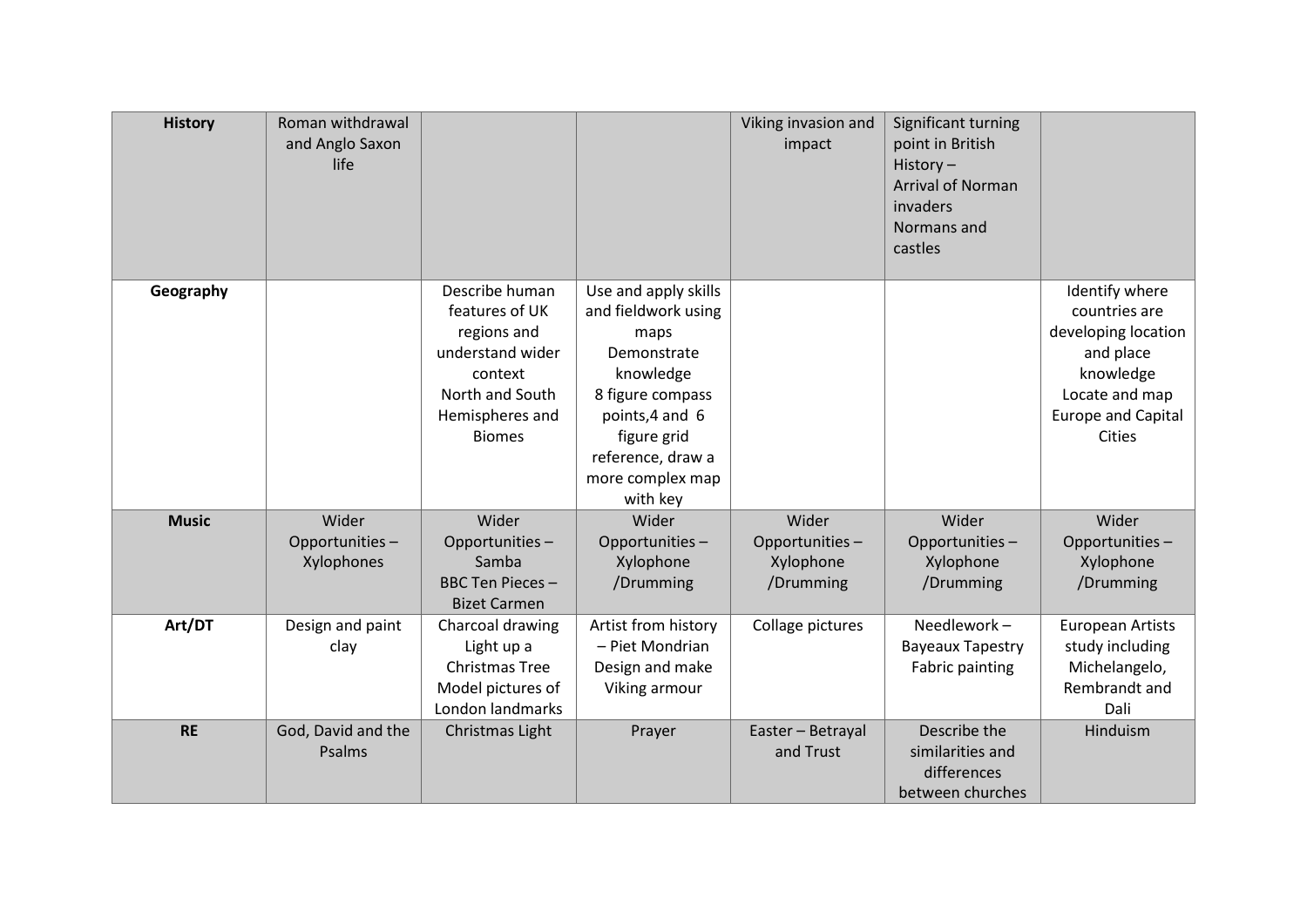| **History** | Roman withdrawal and Anglo Saxon life | | | Viking invasion and impact | Significant turning point in British History – Arrival of Norman invaders Normans and castles | |
|---|---|---|---|---|---|---|
| **Geography** | | Describe human features of UK regions and understand wider context North and South Hemispheres and Biomes | Use and apply skills and fieldwork using maps Demonstrate knowledge 8 figure compass points,4 and 6 figure grid reference, draw a more complex map with key | | | Identify where countries are developing location and place knowledge Locate and map Europe and Capital Cities |
| **Music** | Wider Opportunities – Xylophones | Wider Opportunities – Samba BBC Ten Pieces – Bizet Carmen | Wider Opportunities – Xylophone /Drumming | Wider Opportunities – Xylophone /Drumming | Wider Opportunities – Xylophone /Drumming | Wider Opportunities – Xylophone /Drumming |
| **Art/DT** | Design and paint clay | Charcoal drawing Light up a Christmas Tree Model pictures of London landmarks | Artist from history – Piet Mondrian Design and make Viking armour | Collage pictures | Needlework – Bayeaux Tapestry Fabric painting | European Artists study including Michelangelo, Rembrandt and Dali |
| **RE** | God, David and the Psalms | Christmas Light | Prayer | Easter – Betrayal and Trust | Describe the similarities and differences between churches | Hinduism |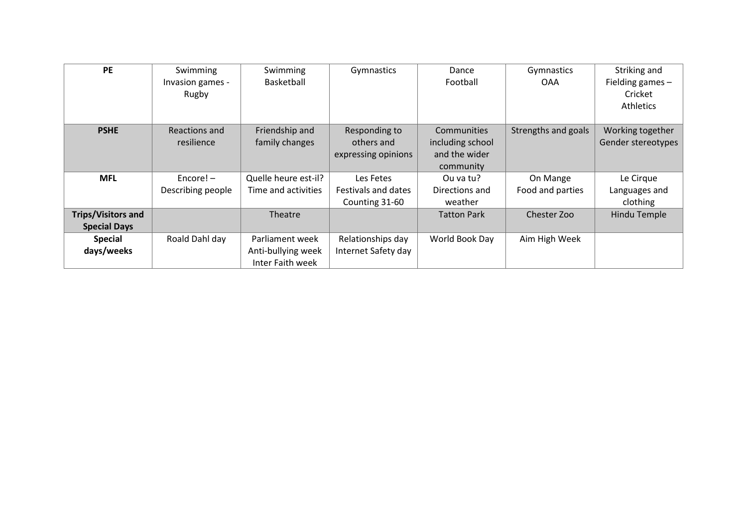| | | | | | | |
|---|---|---|---|---|---|---|
| **PE** | Swimming<br>Invasion games - Rugby | Swimming<br>Basketball | Gymnastics | Dance<br>Football | Gymnastics<br>OAA | Striking and Fielding games – Cricket<br>Athletics |
| **PSHE** | Reactions and resilience | Friendship and family changes | Responding to others and expressing opinions | Communities including school and the wider community | Strengths and goals | Working together<br>Gender stereotypes |
| **MFL** | Encore! – Describing people | Quelle heure est-il?<br>Time and activities | Les Fetes<br>Festivals and dates<br>Counting 31-60 | Ou va tu?<br>Directions and weather | On Mange<br>Food and parties | Le Cirque<br>Languages and clothing |
| **Trips/Visitors and Special Days** | | Theatre | | Tatton Park | Chester Zoo | Hindu Temple |
| **Special days/weeks** | Roald Dahl day | Parliament week<br>Anti-bullying week<br>Inter Faith week | Relationships day<br>Internet Safety day | World Book Day | Aim High Week | |